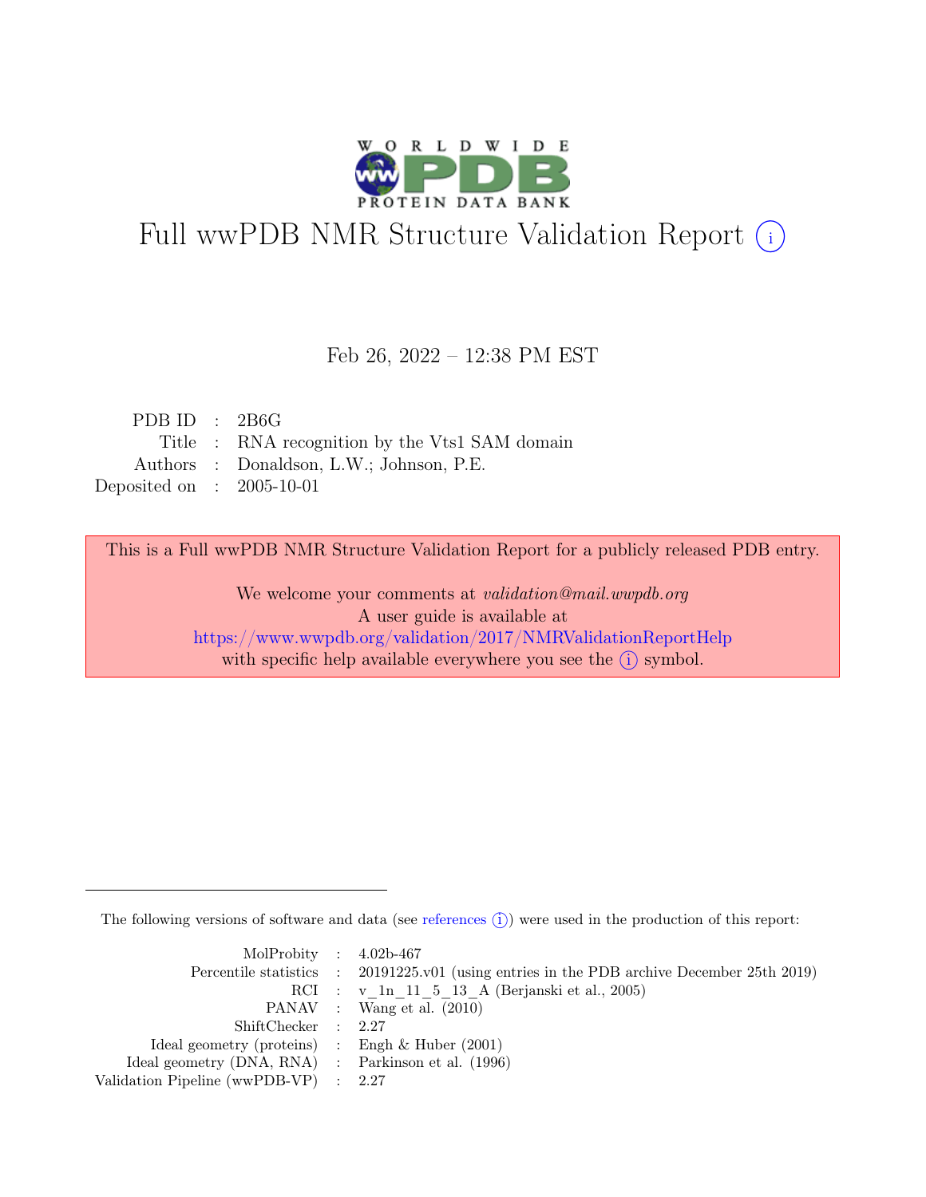# Full wwPDB NMR Structure Validation Report (i)

Feb 26, 2022 – 12:38 PM EST

| | | |
|---|---|---|
| PDB ID | : | 2B6G |
| Title | : | RNA recognition by the Vts1 SAM domain |
| Authors | : | Donaldson, L.W.; Johnson, P.E. |
| Deposited on | : | 2005-10-01 |

This is a Full wwPDB NMR Structure Validation Report for a publicly released PDB entry.

We welcome your comments at *validation@mail.wwpdb.org*
A user guide is available at
https://www.wwpdb.org/validation/2017/NMRValidationReportHelp
with specific help available everywhere you see the (i) symbol.

The following versions of software and data (see references (i)) were used in the production of this report:

| | | |
|---|---|---|
| MolProbity | : | 4.02b-467 |
| Percentile statistics | : | 20191225.v01 (using entries in the PDB archive December 25th 2019) |
| RCI | : | v_1n_11_5_13_A (Berjanski et al., 2005) |
| PANAV | : | Wang et al. (2010) |
| ShiftChecker | : | 2.27 |
| Ideal geometry (proteins) | : | Engh & Huber (2001) |
| Ideal geometry (DNA, RNA) | : | Parkinson et al. (1996) |
| Validation Pipeline (wwPDB-VP) | : | 2.27 |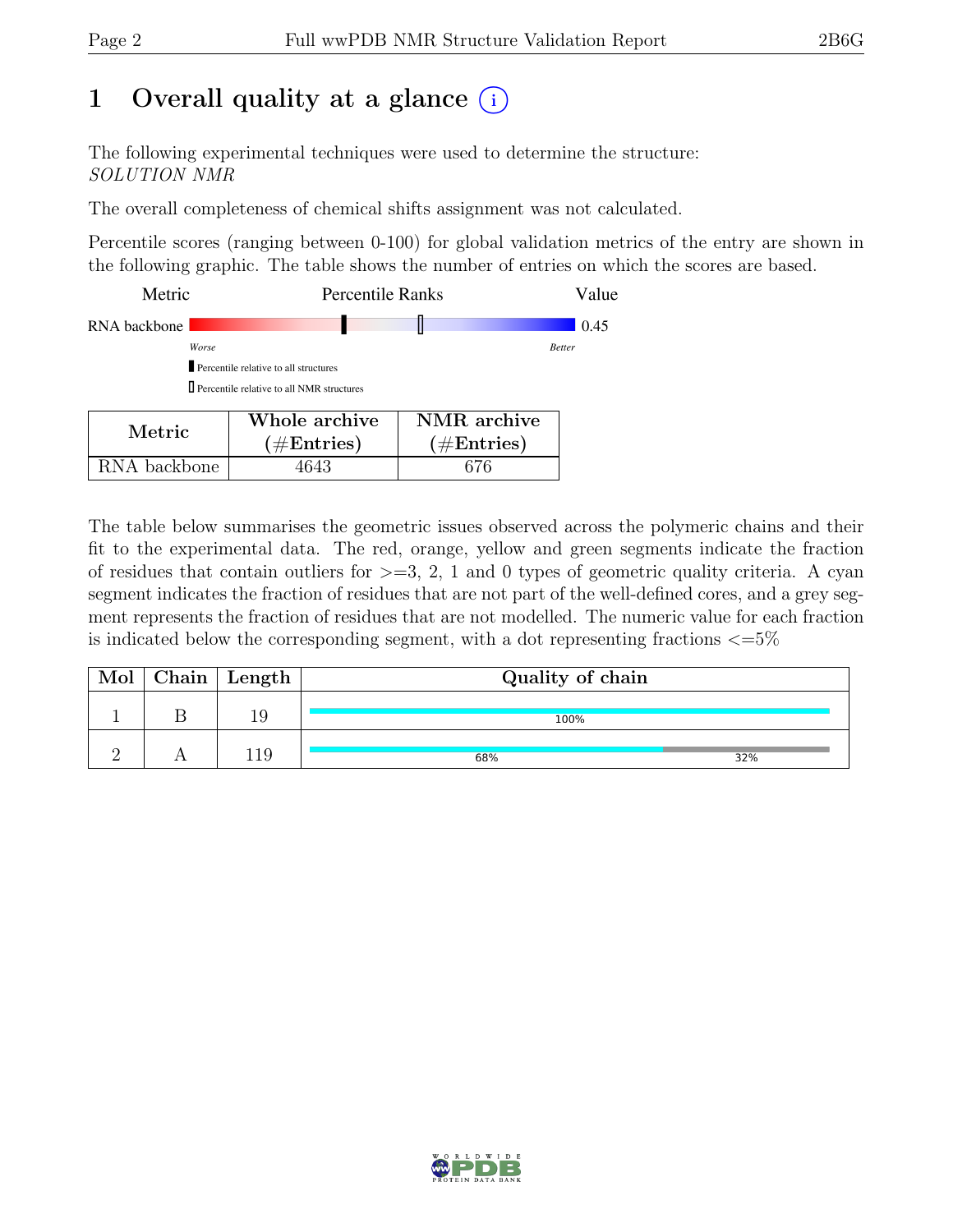# 1 Overall quality at a glance (i)

The following experimental techniques were used to determine the structure:
*SOLUTION NMR*

The overall completeness of chemical shifts assignment was not calculated.

Percentile scores (ranging between 0-100) for global validation metrics of the entry are shown in the following graphic. The table shows the number of entries on which the scores are based.

| Metric | Percentile Ranks | Value |
|---|---|---|
| RNA backbone | | 0.45 |

*Worse* — *Better*

Percentile relative to all structures

Percentile relative to all NMR structures

| Metric | Whole archive (#Entries) | NMR archive (#Entries) |
|---|---|---|
| RNA backbone | 4643 | 676 |

The table below summarises the geometric issues observed across the polymeric chains and their fit to the experimental data. The red, orange, yellow and green segments indicate the fraction of residues that contain outliers for >=3, 2, 1 and 0 types of geometric quality criteria. A cyan segment indicates the fraction of residues that are not part of the well-defined cores, and a grey segment represents the fraction of residues that are not modelled. The numeric value for each fraction is indicated below the corresponding segment, with a dot representing fractions <=5%

| Mol | Chain | Length | Quality of chain |
|---|---|---|---|
| 1 | B | 19 | 100% |
| 2 | A | 119 | 68% 32% |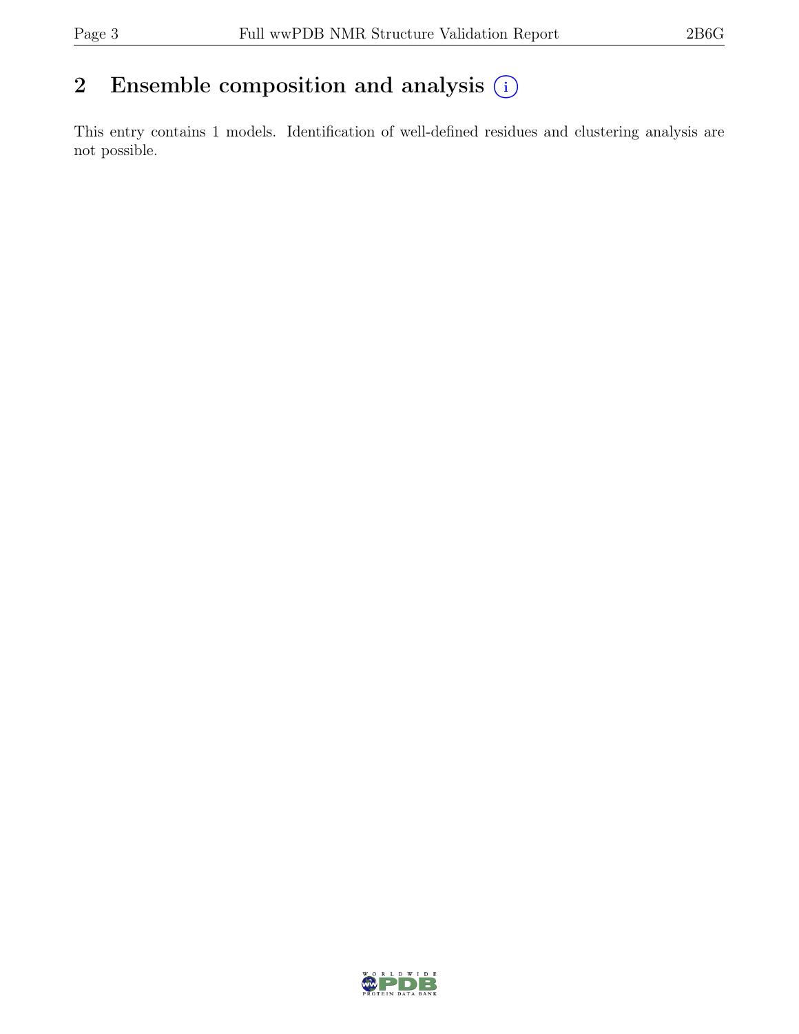## 2 Ensemble composition and analysis (i)

This entry contains 1 models. Identification of well-defined residues and clustering analysis are not possible.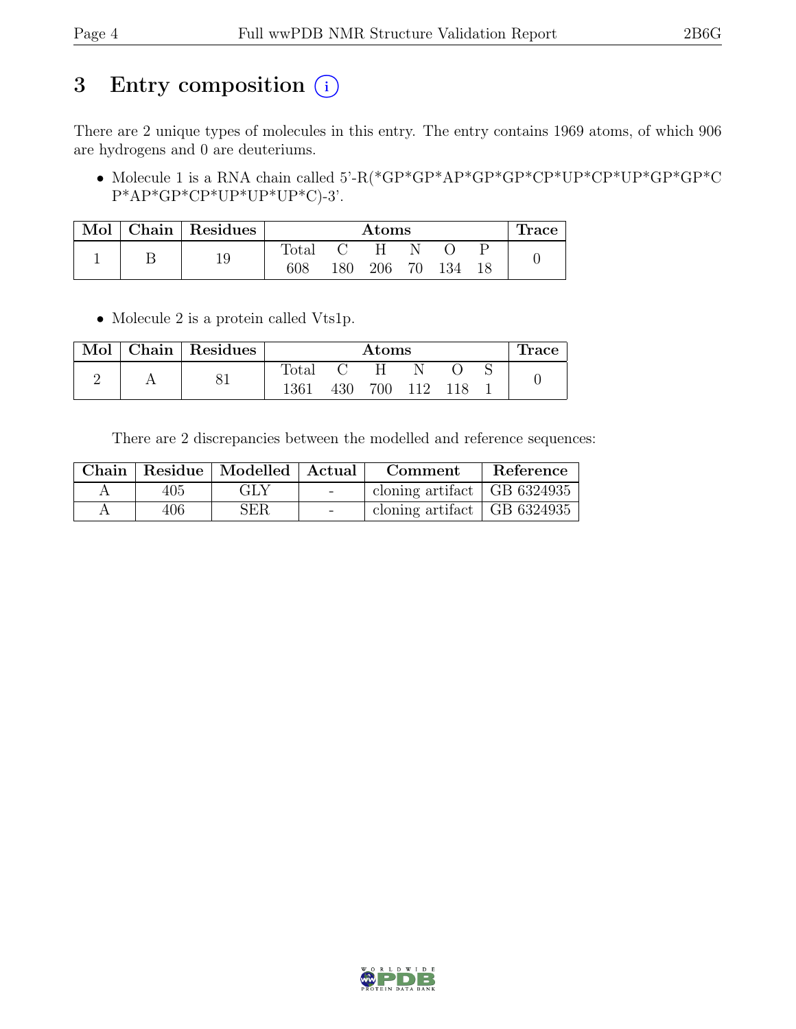# 3 Entry composition (i)

There are 2 unique types of molecules in this entry. The entry contains 1969 atoms, of which 906 are hydrogens and 0 are deuteriums.

- Molecule 1 is a RNA chain called 5'-R(*GP*GP*AP*GP*GP*CP*UP*CP*UP*GP*GP*CP*AP*GP*CP*UP*UP*UP*C)-3'.

| Mol | Chain | Residues | Atoms | | | | | | Trace |
|---|---|---|---|---|---|---|---|---|---|
| | | | Total | C | H | N | O | P | |
| 1 | B | 19 | 608 | 180 | 206 | 70 | 134 | 18 | 0 |

- Molecule 2 is a protein called Vts1p.

| Mol | Chain | Residues | Atoms | | | | | | Trace |
|---|---|---|---|---|---|---|---|---|---|
| | | | Total | C | H | N | O | S | |
| 2 | A | 81 | 1361 | 430 | 700 | 112 | 118 | 1 | 0 |

There are 2 discrepancies between the modelled and reference sequences:

| Chain | Residue | Modelled | Actual | Comment | Reference |
|---|---|---|---|---|---|
| A | 405 | GLY | - | cloning artifact | GB 6324935 |
| A | 406 | SER | - | cloning artifact | GB 6324935 |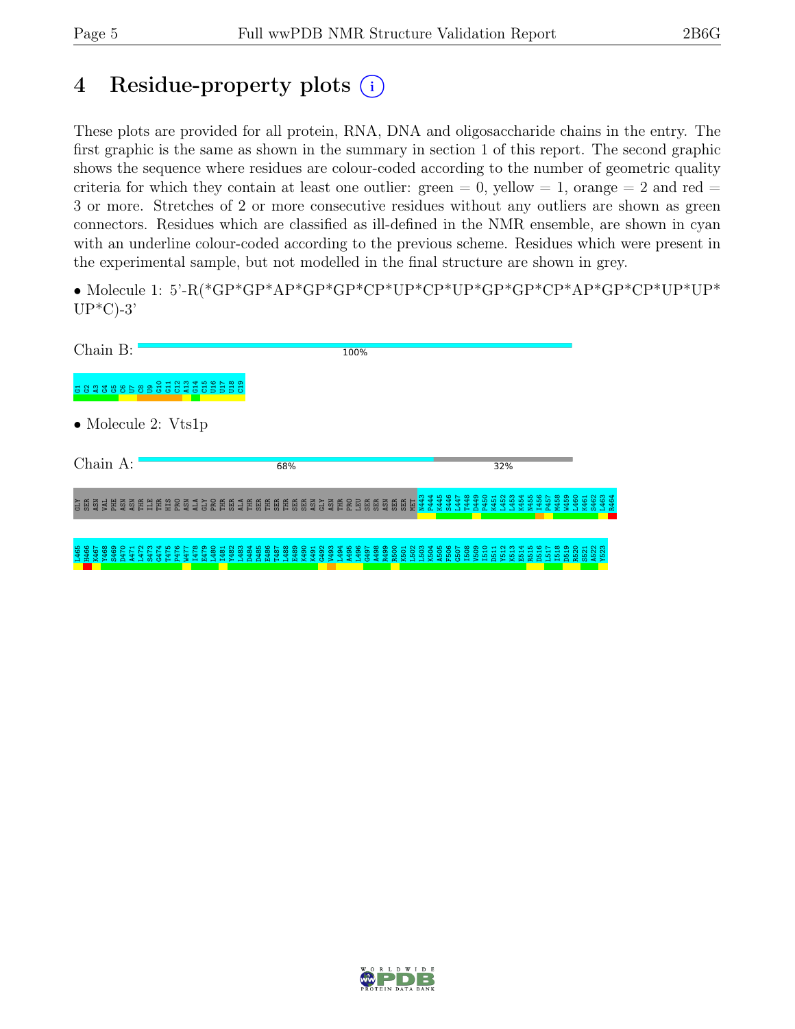# 4 Residue-property plots

These plots are provided for all protein, RNA, DNA and oligosaccharide chains in the entry. The first graphic is the same as shown in the summary in section 1 of this report. The second graphic shows the sequence where residues are colour-coded according to the number of geometric quality criteria for which they contain at least one outlier: green = 0, yellow = 1, orange = 2 and red = 3 or more. Stretches of 2 or more consecutive residues without any outliers are shown as green connectors. Residues which are classified as ill-defined in the NMR ensemble, are shown in cyan with an underline colour-coded according to the previous scheme. Residues which were present in the experimental sample, but not modelled in the final structure are shown in grey.

- Molecule 1: 5'-R(*GP*GP*AP*GP*GP*CP*UP*CP*UP*GP*GP*CP*AP*GP*CP*UP*UP*UP*C)-3'

Chain B: 100%

G1 G2 A3 G4 G5 C6 U7 C8 U9 G10 G11 C12 A13 G14 C15 U16 U17 U18 C19

- Molecule 2: Vts1p

Chain A: 68% 32%

GLY SER ASN VAL PHE ASN ASN THR ILE THR HIS PRO ASN ALA GLY PRO THR SER ALA THR SER THR SER THR SER SER ASN GLY ASN THR PRO LEU SER SER ASN SER SER MET N443 P444 K445 S446 L447 T448 D449 P450 K451 L452 L453 K454 N455 I456 P457 M458 W459 L460 K461 S462 L463 R464

L465 H466 K467 Y468 S469 D470 A471 L472 S473 G474 T475 P476 W477 I478 E479 L480 I481 Y482 L483 D484 D485 E486 T487 L488 E489 K490 K491 G492 V493 L494 A495 L496 G497 A498 R499 R500 K501 L502 L503 K504 A505 F506 G507 I508 V509 I510 D511 Y512 K513 E514 R515 D516 L517 I518 D519 R520 S521 A522 Y523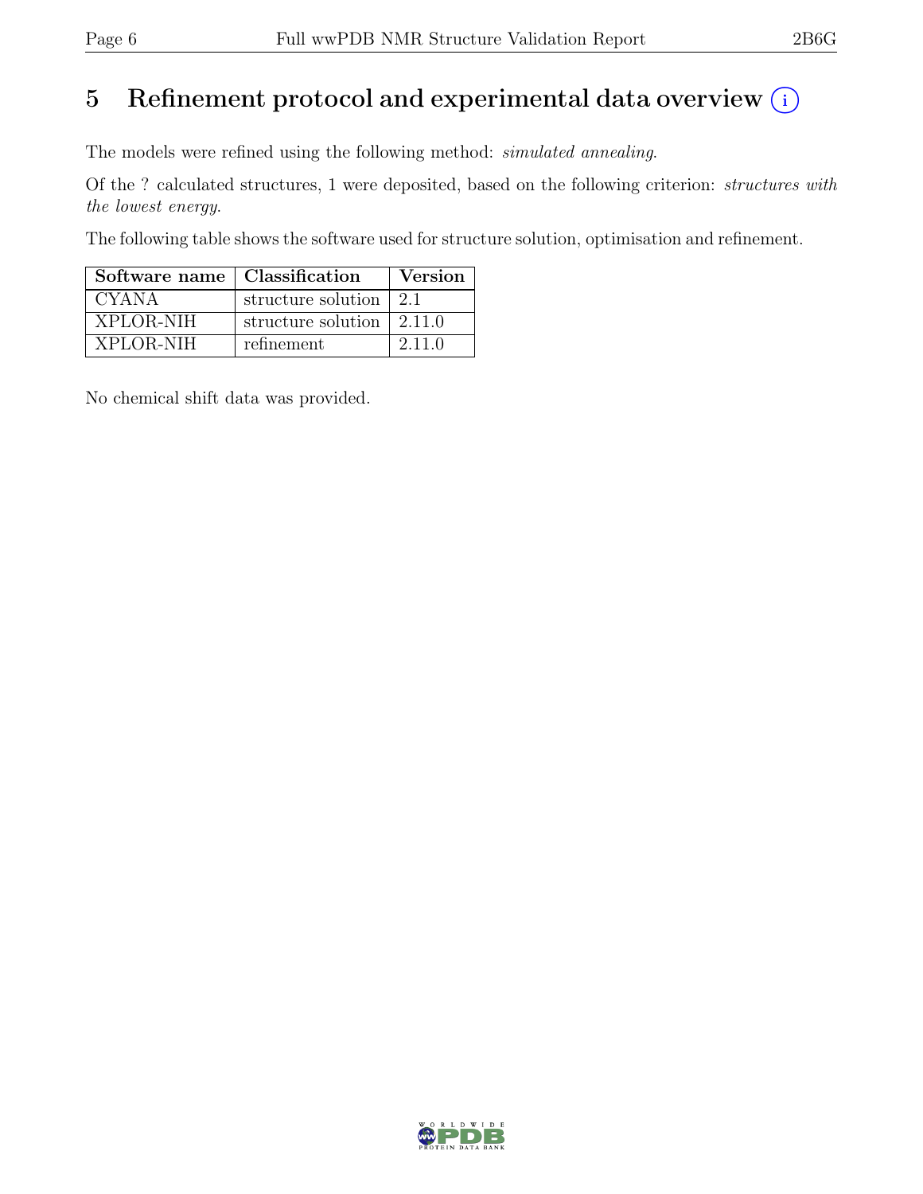# 5 Refinement protocol and experimental data overview (i)

The models were refined using the following method: *simulated annealing*.

Of the ? calculated structures, 1 were deposited, based on the following criterion: *structures with the lowest energy*.

The following table shows the software used for structure solution, optimisation and refinement.

| Software name | Classification | Version |
|---|---|---|
| CYANA | structure solution | 2.1 |
| XPLOR-NIH | structure solution | 2.11.0 |
| XPLOR-NIH | refinement | 2.11.0 |

No chemical shift data was provided.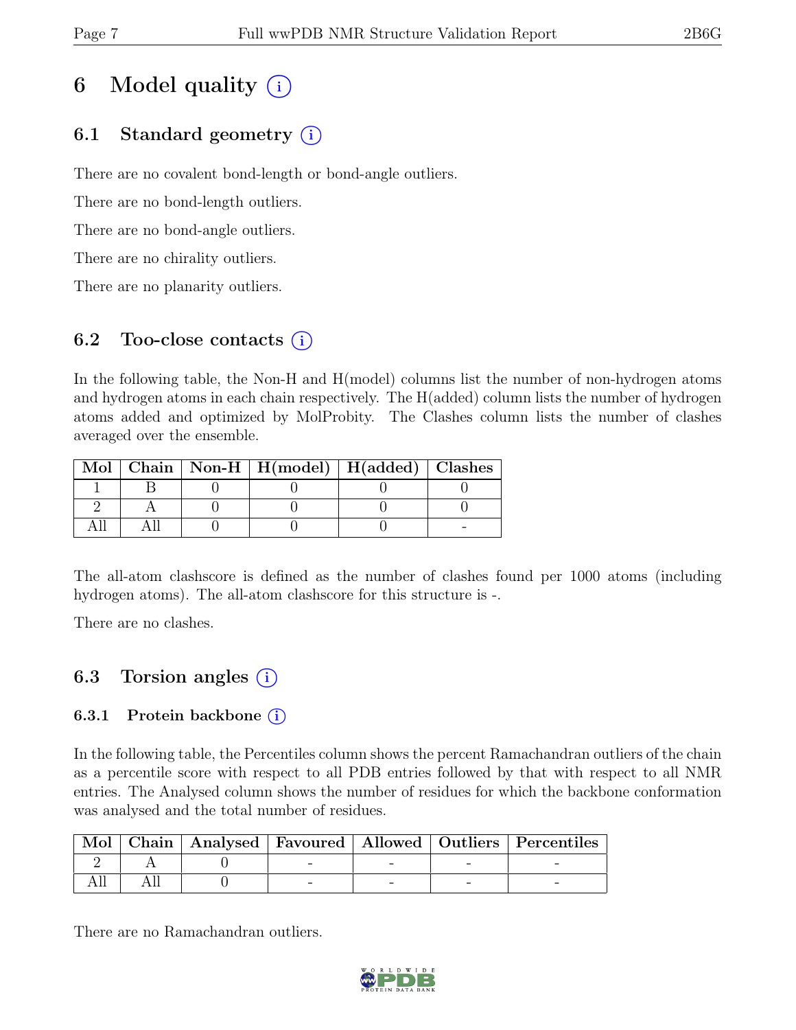# 6 Model quality (i)

## 6.1 Standard geometry (i)

There are no covalent bond-length or bond-angle outliers.

There are no bond-length outliers.

There are no bond-angle outliers.

There are no chirality outliers.

There are no planarity outliers.

## 6.2 Too-close contacts (i)

In the following table, the Non-H and H(model) columns list the number of non-hydrogen atoms and hydrogen atoms in each chain respectively. The H(added) column lists the number of hydrogen atoms added and optimized by MolProbity. The Clashes column lists the number of clashes averaged over the ensemble.

| Mol | Chain | Non-H | H(model) | H(added) | Clashes |
|---|---|---|---|---|---|
| 1 | B | 0 | 0 | 0 | 0 |
| 2 | A | 0 | 0 | 0 | 0 |
| All | All | 0 | 0 | 0 | - |

The all-atom clashscore is defined as the number of clashes found per 1000 atoms (including hydrogen atoms). The all-atom clashscore for this structure is -.

There are no clashes.

## 6.3 Torsion angles (i)

### 6.3.1 Protein backbone (i)

In the following table, the Percentiles column shows the percent Ramachandran outliers of the chain as a percentile score with respect to all PDB entries followed by that with respect to all NMR entries. The Analysed column shows the number of residues for which the backbone conformation was analysed and the total number of residues.

| Mol | Chain | Analysed | Favoured | Allowed | Outliers | Percentiles |
|---|---|---|---|---|---|---|
| 2 | A | 0 | - | - | - | - |
| All | All | 0 | - | - | - | - |

There are no Ramachandran outliers.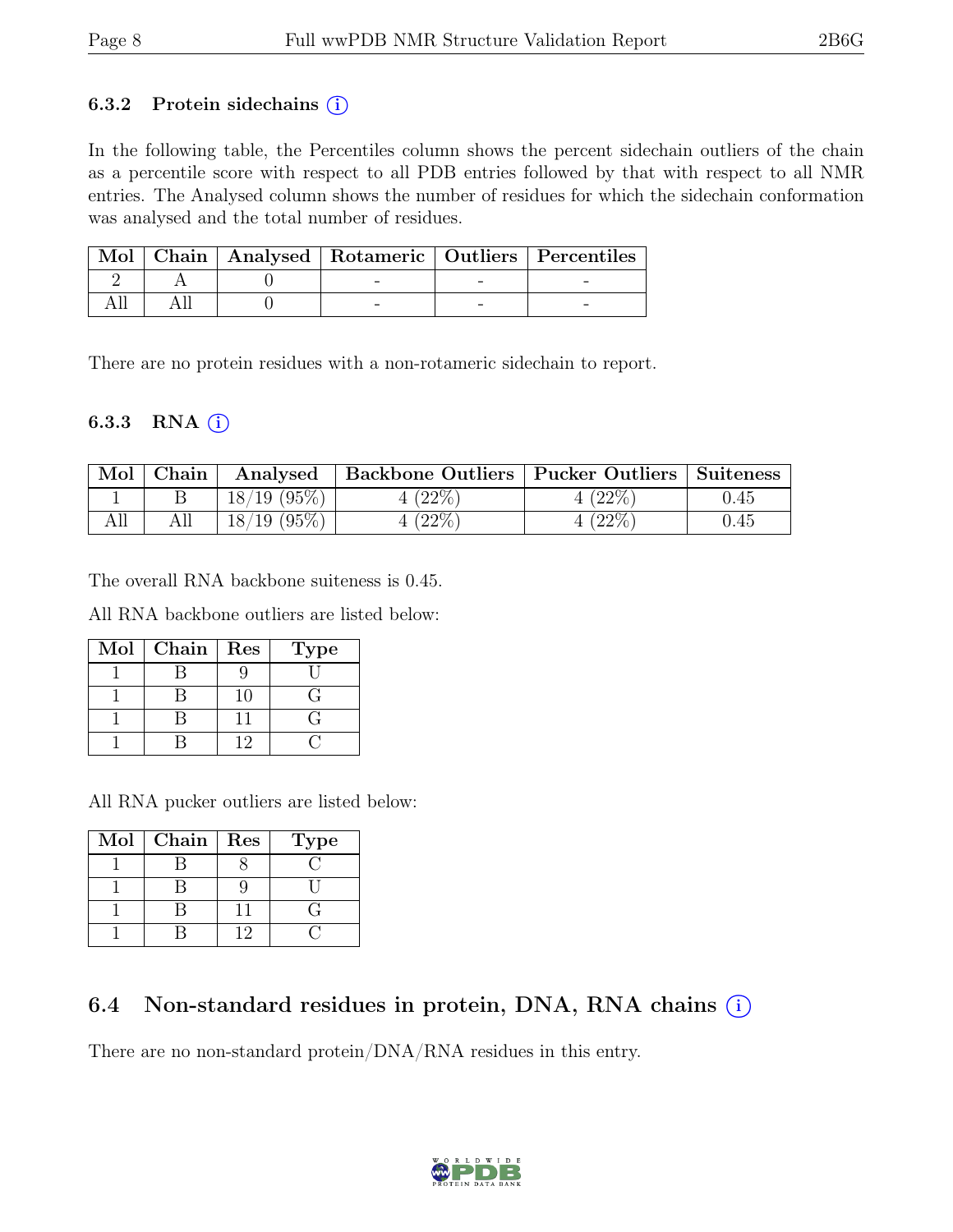### 6.3.2 Protein sidechains (i)

In the following table, the Percentiles column shows the percent sidechain outliers of the chain as a percentile score with respect to all PDB entries followed by that with respect to all NMR entries. The Analysed column shows the number of residues for which the sidechain conformation was analysed and the total number of residues.

| Mol | Chain | Analysed | Rotameric | Outliers | Percentiles |
|---|---|---|---|---|---|
| 2 | A | 0 | - | - | - |
| All | All | 0 | - | - | - |

There are no protein residues with a non-rotameric sidechain to report.

### 6.3.3 RNA (i)

| Mol | Chain | Analysed | Backbone Outliers | Pucker Outliers | Suiteness |
|---|---|---|---|---|---|
| 1 | B | 18/19 (95%) | 4 (22%) | 4 (22%) | 0.45 |
| All | All | 18/19 (95%) | 4 (22%) | 4 (22%) | 0.45 |

The overall RNA backbone suiteness is 0.45.

All RNA backbone outliers are listed below:

| Mol | Chain | Res | Type |
|---|---|---|---|
| 1 | B | 9 | U |
| 1 | B | 10 | G |
| 1 | B | 11 | G |
| 1 | B | 12 | C |

All RNA pucker outliers are listed below:

| Mol | Chain | Res | Type |
|---|---|---|---|
| 1 | B | 8 | C |
| 1 | B | 9 | U |
| 1 | B | 11 | G |
| 1 | B | 12 | C |

## 6.4 Non-standard residues in protein, DNA, RNA chains (i)

There are no non-standard protein/DNA/RNA residues in this entry.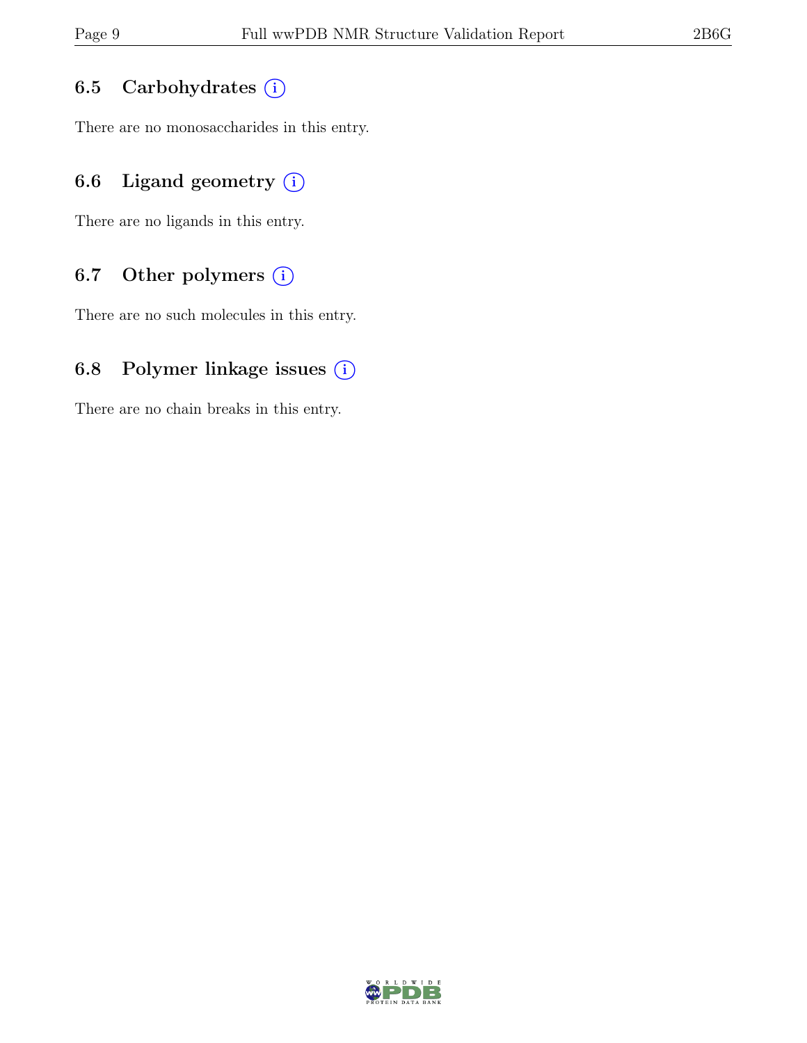### 6.5 Carbohydrates

There are no monosaccharides in this entry.

### 6.6 Ligand geometry

There are no ligands in this entry.

### 6.7 Other polymers

There are no such molecules in this entry.

### 6.8 Polymer linkage issues

There are no chain breaks in this entry.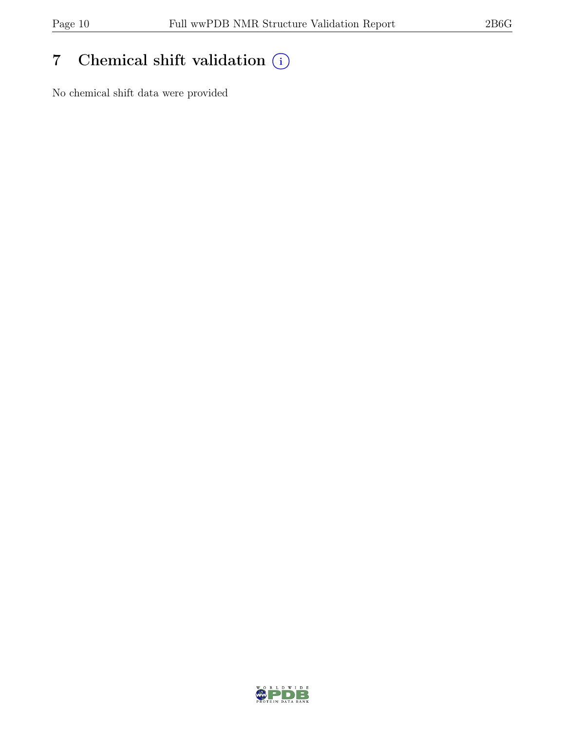# 7 Chemical shift validation

No chemical shift data were provided